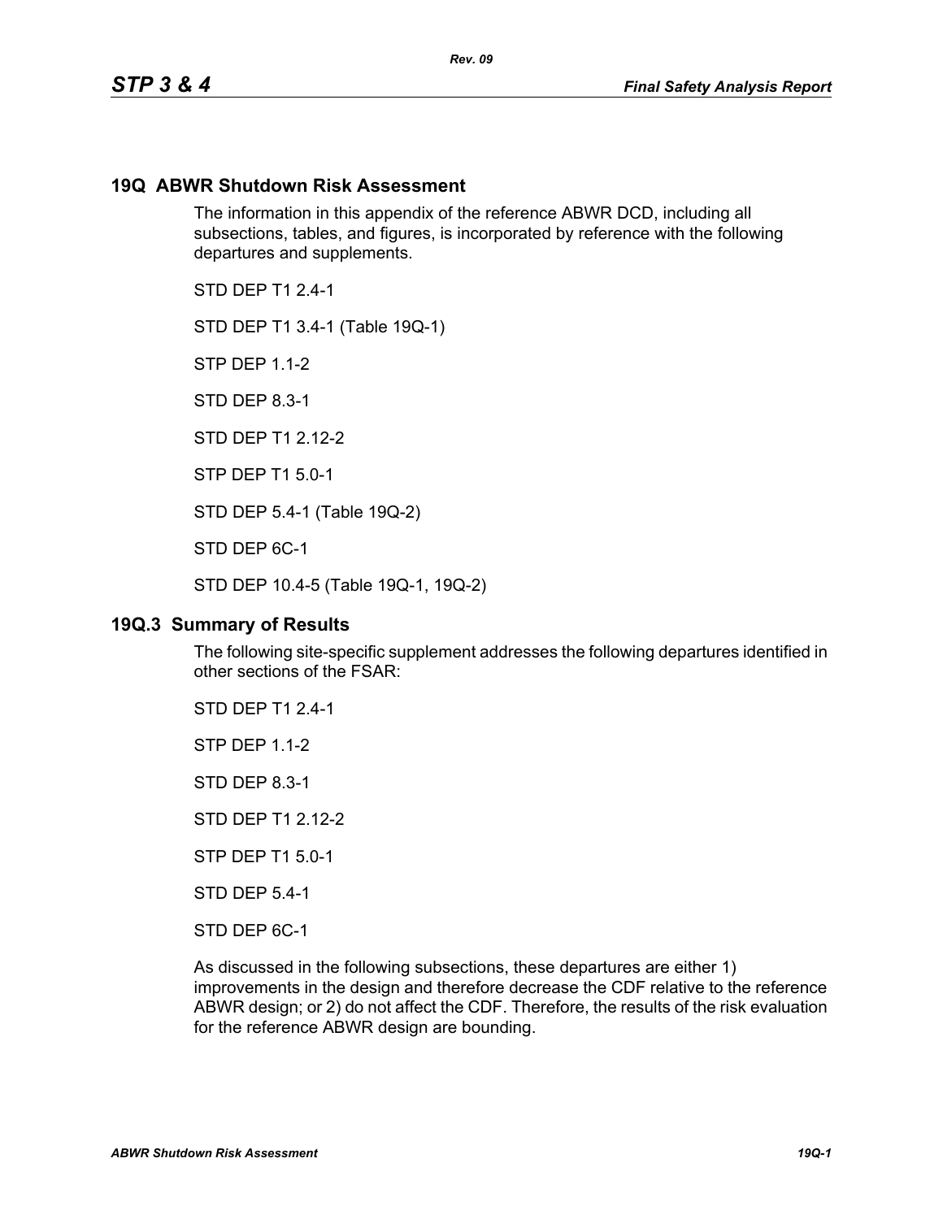## 19Q ABWR Shutdown Risk Assessment

The information in this appendix of the reference ABWR DCD, including all subsections, tables, and figures, is incorporated by reference with the following departures and supplements.

STD DEP T1 2.4-1

STD DEP T1 3.4-1 (Table 19Q-1)

STP DEP 1.1-2

STD DEP 8.3-1

STD DEP T1 2.12-2

STP DEP T1 5.0-1

STD DEP 5.4-1 (Table 19Q-2)

STD DEP 6C-1

STD DEP 10.4-5 (Table 19Q-1, 19Q-2)

### 19Q.3 Summary of Results

The following site-specific supplement addresses the following departures identified in other sections of the FSAR:

STD DEP T1 2.4-1

STP DEP 1.1-2

STD DEP 8.3-1

STD DEP T1 2.12-2

STP DEP T1 5.0-1

STD DEP 5.4-1

STD DEP 6C-1

As discussed in the following subsections, these departures are either 1) improvements in the design and therefore decrease the CDF relative to the reference ABWR design; or 2) do not affect the CDF. Therefore, the results of the risk evaluation for the reference ABWR design are bounding.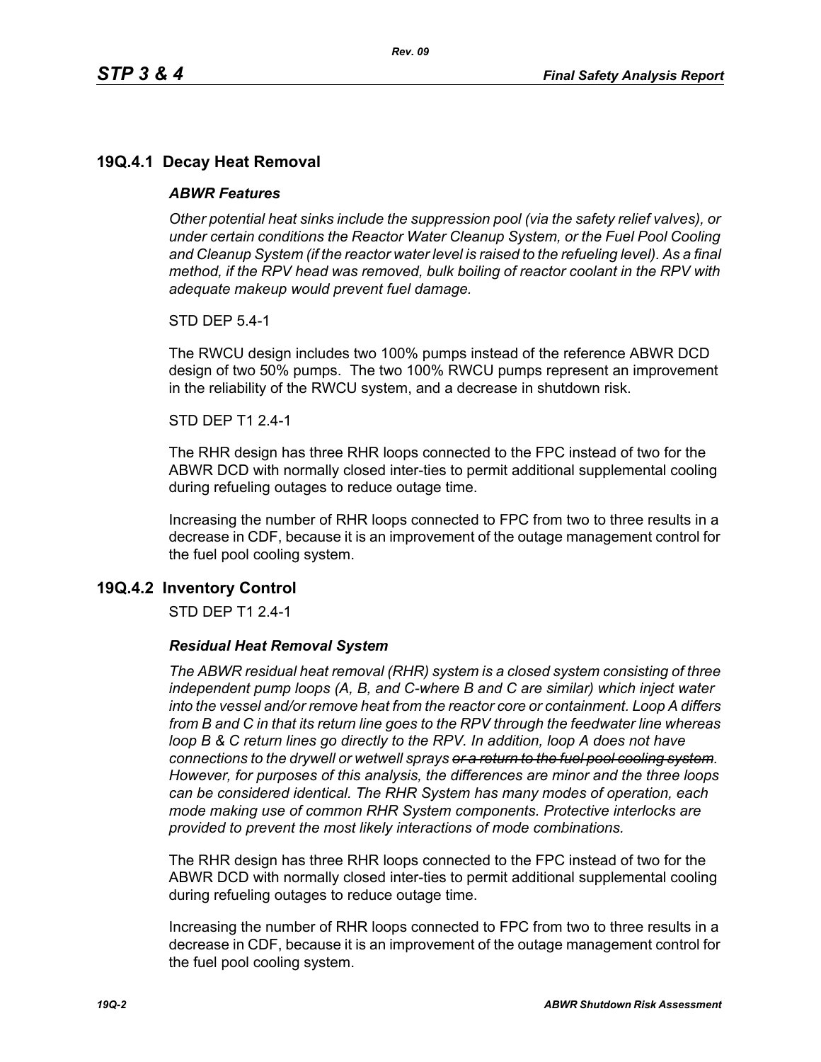## 19Q.4.1 Decay Heat Removal

### *ABWR Features*

*Other potential heat sinks include the suppression pool (via the safety relief valves), or under certain conditions the Reactor Water Cleanup System, or the Fuel Pool Cooling and Cleanup System (if the reactor water level is raised to the refueling level). As a final method, if the RPV head was removed, bulk boiling of reactor coolant in the RPV with adequate makeup would prevent fuel damage.*

STD DEP 5.4-1

The RWCU design includes two 100% pumps instead of the reference ABWR DCD design of two 50% pumps. The two 100% RWCU pumps represent an improvement in the reliability of the RWCU system, and a decrease in shutdown risk.

STD DEP T1 2.4-1

The RHR design has three RHR loops connected to the FPC instead of two for the ABWR DCD with normally closed inter-ties to permit additional supplemental cooling during refueling outages to reduce outage time.

Increasing the number of RHR loops connected to FPC from two to three results in a decrease in CDF, because it is an improvement of the outage management control for the fuel pool cooling system.

## 19Q.4.2 Inventory Control

STD DEP T1 2.4-1

### *Residual Heat Removal System*

*The ABWR residual heat removal (RHR) system is a closed system consisting of three independent pump loops (A, B, and C-where B and C are similar) which inject water into the vessel and/or remove heat from the reactor core or containment. Loop A differs from B and C in that its return line goes to the RPV through the feedwater line whereas loop B & C return lines go directly to the RPV. In addition, loop A does not have connections to the drywell or wetwell sprays ~~or a return to the fuel pool cooling system~~. However, for purposes of this analysis, the differences are minor and the three loops can be considered identical. The RHR System has many modes of operation, each mode making use of common RHR System components. Protective interlocks are provided to prevent the most likely interactions of mode combinations.*

The RHR design has three RHR loops connected to the FPC instead of two for the ABWR DCD with normally closed inter-ties to permit additional supplemental cooling during refueling outages to reduce outage time.

Increasing the number of RHR loops connected to FPC from two to three results in a decrease in CDF, because it is an improvement of the outage management control for the fuel pool cooling system.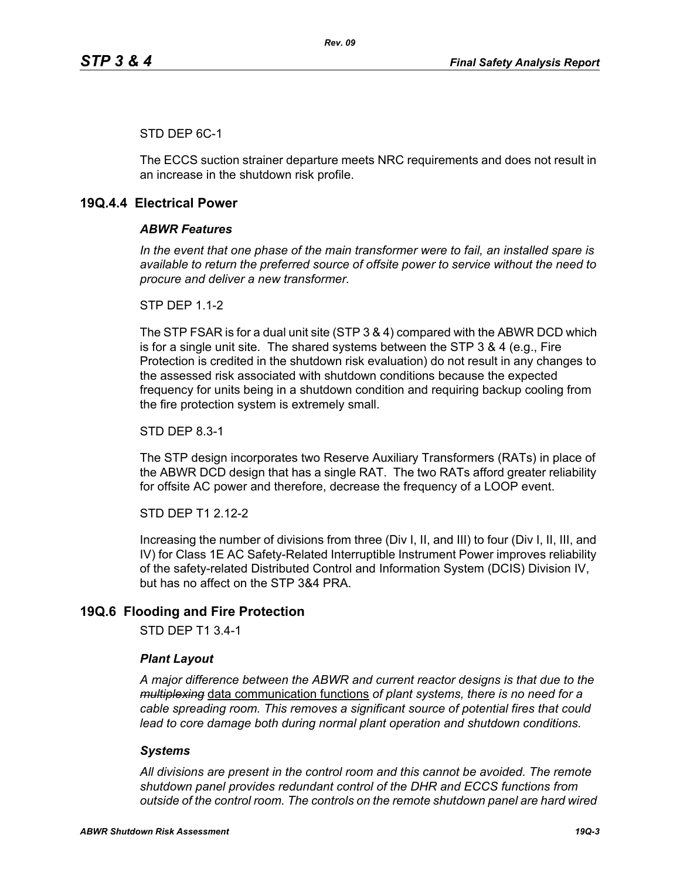STD DEP 6C-1

The ECCS suction strainer departure meets NRC requirements and does not result in an increase in the shutdown risk profile.

## 19Q.4.4 Electrical Power

### *ABWR Features*

*In the event that one phase of the main transformer were to fail, an installed spare is available to return the preferred source of offsite power to service without the need to procure and deliver a new transformer.*

STP DEP 1.1-2

The STP FSAR is for a dual unit site (STP 3 & 4) compared with the ABWR DCD which is for a single unit site. The shared systems between the STP 3 & 4 (e.g., Fire Protection is credited in the shutdown risk evaluation) do not result in any changes to the assessed risk associated with shutdown conditions because the expected frequency for units being in a shutdown condition and requiring backup cooling from the fire protection system is extremely small.

STD DEP 8.3-1

The STP design incorporates two Reserve Auxiliary Transformers (RATs) in place of the ABWR DCD design that has a single RAT. The two RATs afford greater reliability for offsite AC power and therefore, decrease the frequency of a LOOP event.

STD DEP T1 2.12-2

Increasing the number of divisions from three (Div I, II, and III) to four (Div I, II, III, and IV) for Class 1E AC Safety-Related Interruptible Instrument Power improves reliability of the safety-related Distributed Control and Information System (DCIS) Division IV, but has no affect on the STP 3&4 PRA.

## 19Q.6 Flooding and Fire Protection

STD DEP T1 3.4-1

### *Plant Layout*

*A major difference between the ABWR and current reactor designs is that due to the ~~multiplexing~~* data communication functions *of plant systems, there is no need for a cable spreading room. This removes a significant source of potential fires that could lead to core damage both during normal plant operation and shutdown conditions.*

### *Systems*

*All divisions are present in the control room and this cannot be avoided. The remote shutdown panel provides redundant control of the DHR and ECCS functions from outside of the control room. The controls on the remote shutdown panel are hard wired*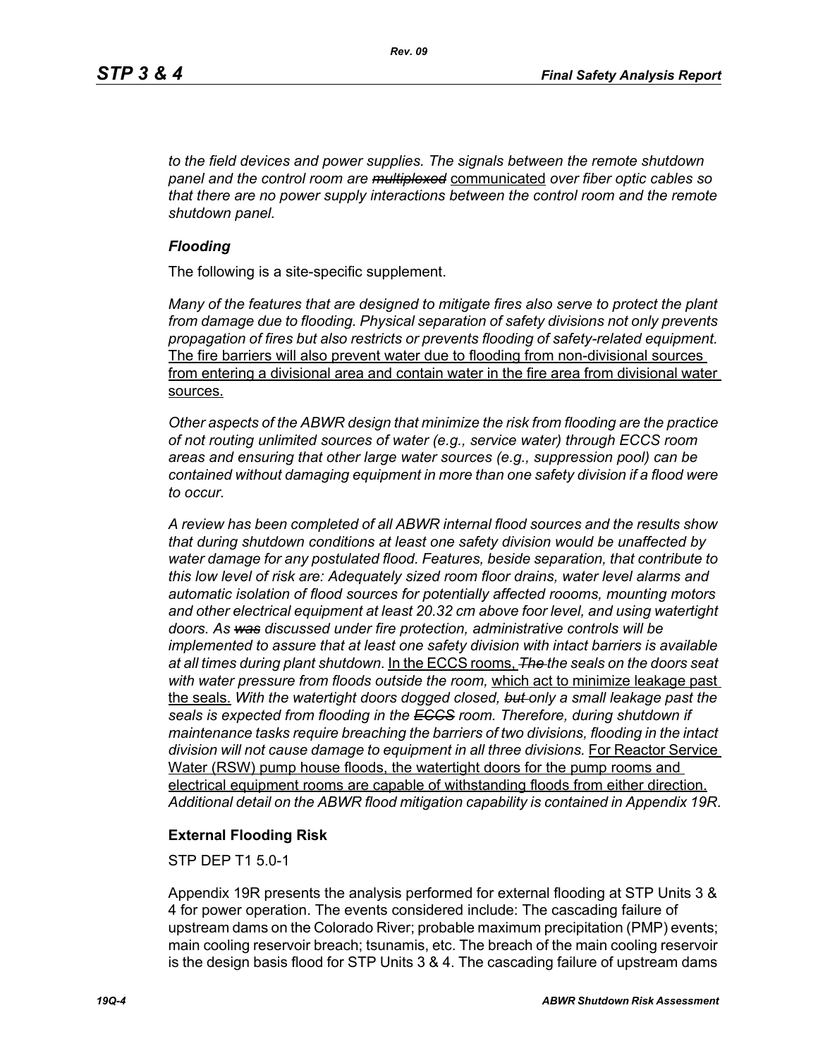*to the field devices and power supplies. The signals between the remote shutdown panel and the control room are ~~multiplexed~~* communicated *over fiber optic cables so that there are no power supply interactions between the control room and the remote shutdown panel.*

### *Flooding*

The following is a site-specific supplement.

*Many of the features that are designed to mitigate fires also serve to protect the plant from damage due to flooding. Physical separation of safety divisions not only prevents propagation of fires but also restricts or prevents flooding of safety-related equipment.* The fire barriers will also prevent water due to flooding from non-divisional sources from entering a divisional area and contain water in the fire area from divisional water sources.

*Other aspects of the ABWR design that minimize the risk from flooding are the practice of not routing unlimited sources of water (e.g., service water) through ECCS room areas and ensuring that other large water sources (e.g., suppression pool) can be contained without damaging equipment in more than one safety division if a flood were to occur.*

*A review has been completed of all ABWR internal flood sources and the results show that during shutdown conditions at least one safety division would be unaffected by water damage for any postulated flood. Features, beside separation, that contribute to this low level of risk are: Adequately sized room floor drains, water level alarms and automatic isolation of flood sources for potentially affected roooms, mounting motors and other electrical equipment at least 20.32 cm above foor level, and using watertight doors. As ~~was~~ discussed under fire protection, administrative controls will be implemented to assure that at least one safety division with intact barriers is available at all times during plant shutdown.* In the ECCS rooms, *~~The~~ the seals on the doors seat with water pressure from floods outside the room,* which act to minimize leakage past the seals. *With the watertight doors dogged closed, ~~but~~ only a small leakage past the seals is expected from flooding in the ~~ECCS~~ room. Therefore, during shutdown if maintenance tasks require breaching the barriers of two divisions, flooding in the intact division will not cause damage to equipment in all three divisions.* For Reactor Service Water (RSW) pump house floods, the watertight doors for the pump rooms and electrical equipment rooms are capable of withstanding floods from either direction. *Additional detail on the ABWR flood mitigation capability is contained in Appendix 19R.*

### External Flooding Risk

STP DEP T1 5.0-1

Appendix 19R presents the analysis performed for external flooding at STP Units 3 & 4 for power operation. The events considered include: The cascading failure of upstream dams on the Colorado River; probable maximum precipitation (PMP) events; main cooling reservoir breach; tsunamis, etc. The breach of the main cooling reservoir is the design basis flood for STP Units 3 & 4. The cascading failure of upstream dams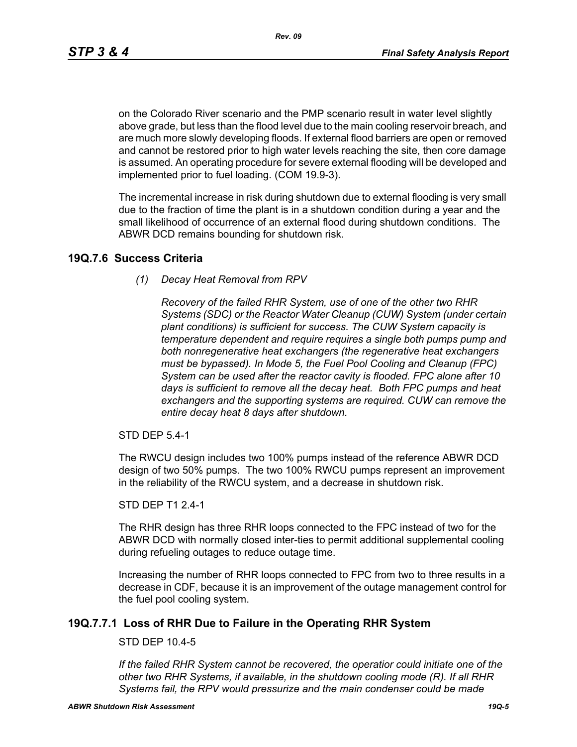on the Colorado River scenario and the PMP scenario result in water level slightly above grade, but less than the flood level due to the main cooling reservoir breach, and are much more slowly developing floods. If external flood barriers are open or removed and cannot be restored prior to high water levels reaching the site, then core damage is assumed. An operating procedure for severe external flooding will be developed and implemented prior to fuel loading. (COM 19.9-3).

The incremental increase in risk during shutdown due to external flooding is very small due to the fraction of time the plant is in a shutdown condition during a year and the small likelihood of occurrence of an external flood during shutdown conditions. The ABWR DCD remains bounding for shutdown risk.

## 19Q.7.6 Success Criteria

*(1) Decay Heat Removal from RPV*

*Recovery of the failed RHR System, use of one of the other two RHR Systems (SDC) or the Reactor Water Cleanup (CUW) System (under certain plant conditions) is sufficient for success. The CUW System capacity is temperature dependent and require requires a single both pumps pump and both nonregenerative heat exchangers (the regenerative heat exchangers must be bypassed). In Mode 5, the Fuel Pool Cooling and Cleanup (FPC) System can be used after the reactor cavity is flooded. FPC alone after 10 days is sufficient to remove all the decay heat. Both FPC pumps and heat exchangers and the supporting systems are required. CUW can remove the entire decay heat 8 days after shutdown.*

STD DEP 5.4-1

The RWCU design includes two 100% pumps instead of the reference ABWR DCD design of two 50% pumps. The two 100% RWCU pumps represent an improvement in the reliability of the RWCU system, and a decrease in shutdown risk.

STD DEP T1 2.4-1

The RHR design has three RHR loops connected to the FPC instead of two for the ABWR DCD with normally closed inter-ties to permit additional supplemental cooling during refueling outages to reduce outage time.

Increasing the number of RHR loops connected to FPC from two to three results in a decrease in CDF, because it is an improvement of the outage management control for the fuel pool cooling system.

## 19Q.7.7.1 Loss of RHR Due to Failure in the Operating RHR System

STD DEP 10.4-5

*If the failed RHR System cannot be recovered, the operatior could initiate one of the other two RHR Systems, if available, in the shutdown cooling mode (R). If all RHR Systems fail, the RPV would pressurize and the main condenser could be made*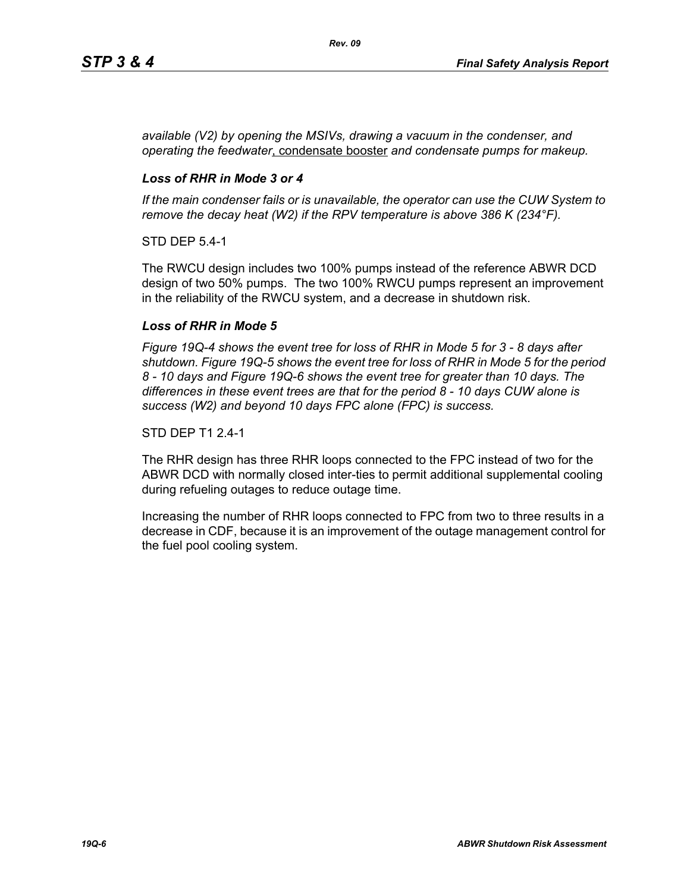*available (V2) by opening the MSIVs, drawing a vacuum in the condenser, and operating the feedwater*, condensate booster *and condensate pumps for makeup.*

### *Loss of RHR in Mode 3 or 4*

*If the main condenser fails or is unavailable, the operator can use the CUW System to remove the decay heat (W2) if the RPV temperature is above 386 K (234°F).*

STD DEP 5.4-1

The RWCU design includes two 100% pumps instead of the reference ABWR DCD design of two 50% pumps. The two 100% RWCU pumps represent an improvement in the reliability of the RWCU system, and a decrease in shutdown risk.

### *Loss of RHR in Mode 5*

*Figure 19Q-4 shows the event tree for loss of RHR in Mode 5 for 3 - 8 days after shutdown. Figure 19Q-5 shows the event tree for loss of RHR in Mode 5 for the period 8 - 10 days and Figure 19Q-6 shows the event tree for greater than 10 days. The differences in these event trees are that for the period 8 - 10 days CUW alone is success (W2) and beyond 10 days FPC alone (FPC) is success.*

STD DEP T1 2.4-1

The RHR design has three RHR loops connected to the FPC instead of two for the ABWR DCD with normally closed inter-ties to permit additional supplemental cooling during refueling outages to reduce outage time.

Increasing the number of RHR loops connected to FPC from two to three results in a decrease in CDF, because it is an improvement of the outage management control for the fuel pool cooling system.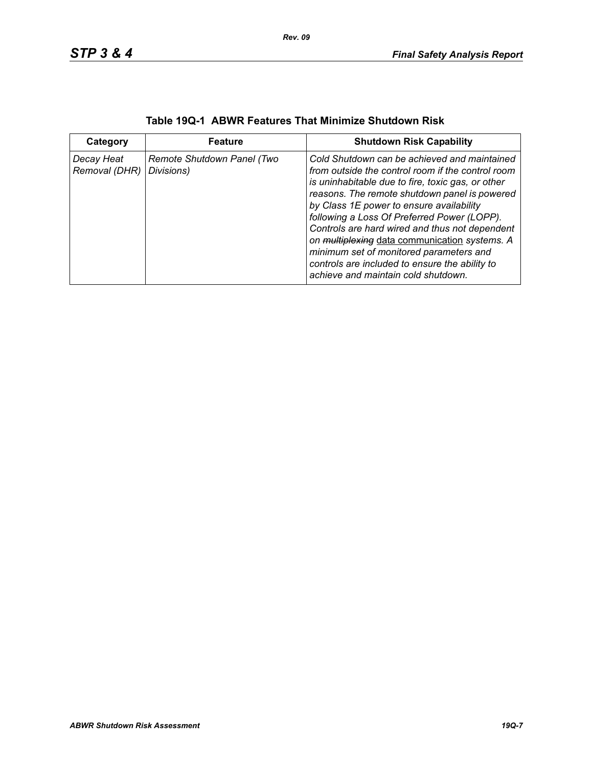**Table 19Q-1 ABWR Features That Minimize Shutdown Risk**

| Category | Feature | Shutdown Risk Capability |
|---|---|---|
| *Decay Heat Removal (DHR)* | *Remote Shutdown Panel (Two Divisions)* | *Cold Shutdown can be achieved and maintained from outside the control room if the control room is uninhabitable due to fire, toxic gas, or other reasons. The remote shutdown panel is powered by Class 1E power to ensure availability following a Loss Of Preferred Power (LOPP). Controls are hard wired and thus not dependent on ~~multiplexing~~* <u>data communication</u> *systems. A minimum set of monitored parameters and controls are included to ensure the ability to achieve and maintain cold shutdown.* |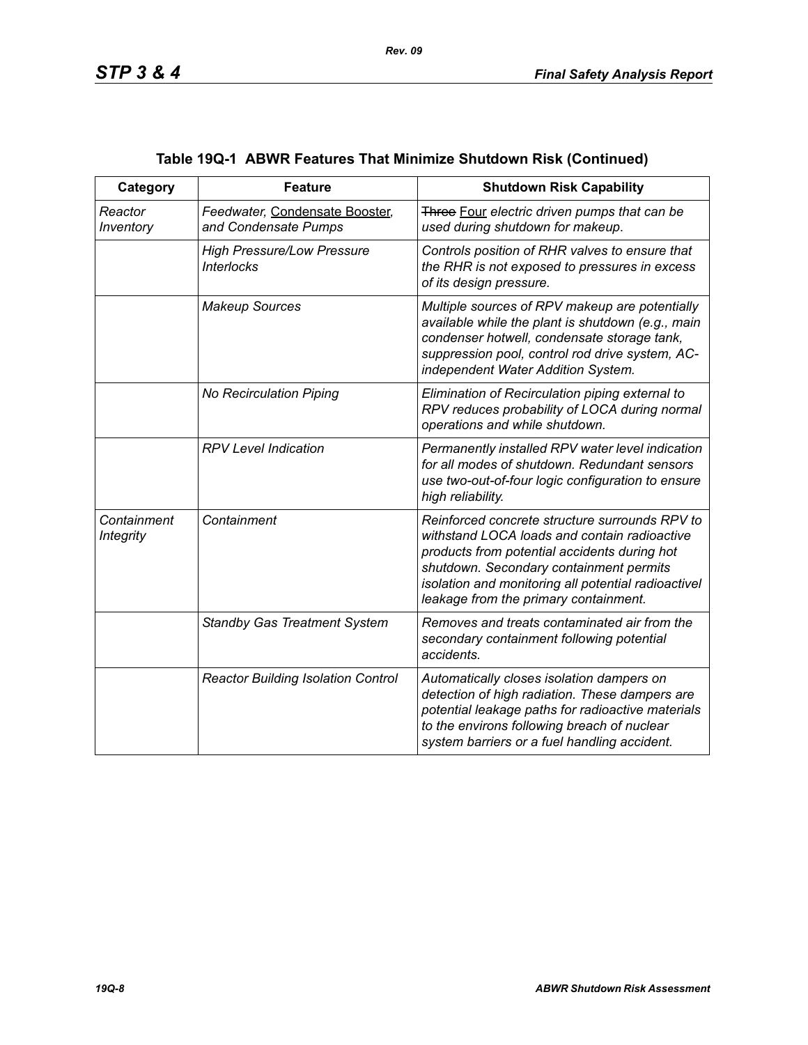**Table 19Q-1 ABWR Features That Minimize Shutdown Risk (Continued)**

| Category | Feature | Shutdown Risk Capability |
|---|---|---|
| *Reactor Inventory* | *Feedwater,* Condensate Booster, *and Condensate Pumps* | ~~Three~~ Four *electric driven pumps that can be used during shutdown for makeup.* |
| | *High Pressure/Low Pressure Interlocks* | *Controls position of RHR valves to ensure that the RHR is not exposed to pressures in excess of its design pressure.* |
| | *Makeup Sources* | *Multiple sources of RPV makeup are potentially available while the plant is shutdown (e.g., main condenser hotwell, condensate storage tank, suppression pool, control rod drive system, AC-independent Water Addition System.* |
| | *No Recirculation Piping* | *Elimination of Recirculation piping external to RPV reduces probability of LOCA during normal operations and while shutdown.* |
| | *RPV Level Indication* | *Permanently installed RPV water level indication for all modes of shutdown. Redundant sensors use two-out-of-four logic configuration to ensure high reliability.* |
| *Containment Integrity* | *Containment* | *Reinforced concrete structure surrounds RPV to withstand LOCA loads and contain radioactive products from potential accidents during hot shutdown. Secondary containment permits isolation and monitoring all potential radioactivel leakage from the primary containment.* |
| | *Standby Gas Treatment System* | *Removes and treats contaminated air from the secondary containment following potential accidents.* |
| | *Reactor Building Isolation Control* | *Automatically closes isolation dampers on detection of high radiation. These dampers are potential leakage paths for radioactive materials to the environs following breach of nuclear system barriers or a fuel handling accident.* |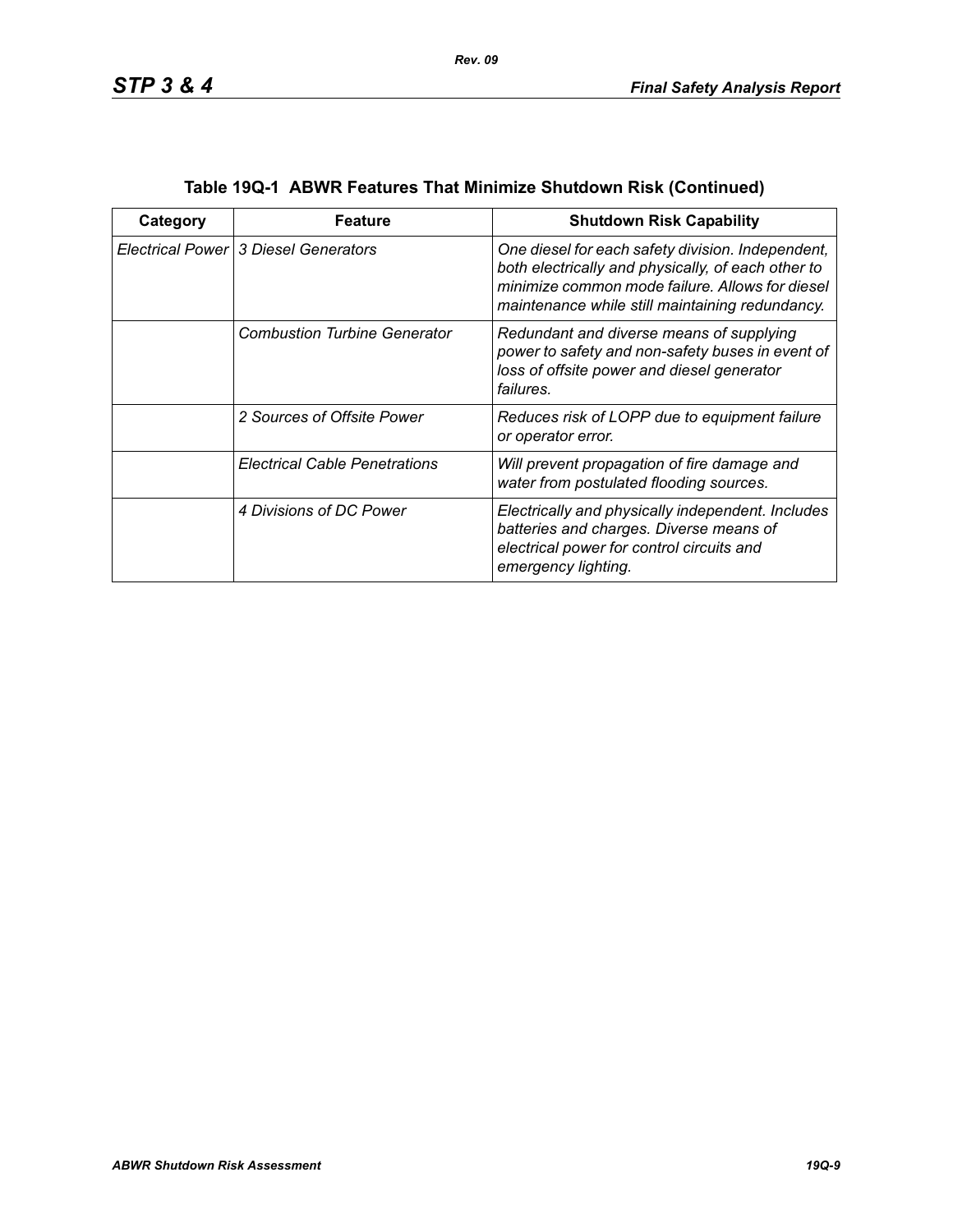**Table 19Q-1 ABWR Features That Minimize Shutdown Risk (Continued)**

| Category | Feature | Shutdown Risk Capability |
|---|---|---|
| *Electrical Power* | *3 Diesel Generators* | *One diesel for each safety division. Independent, both electrically and physically, of each other to minimize common mode failure. Allows for diesel maintenance while still maintaining redundancy.* |
| | *Combustion Turbine Generator* | *Redundant and diverse means of supplying power to safety and non-safety buses in event of loss of offsite power and diesel generator failures.* |
| | *2 Sources of Offsite Power* | *Reduces risk of LOPP due to equipment failure or operator error.* |
| | *Electrical Cable Penetrations* | *Will prevent propagation of fire damage and water from postulated flooding sources.* |
| | *4 Divisions of DC Power* | *Electrically and physically independent. Includes batteries and charges. Diverse means of electrical power for control circuits and emergency lighting.* |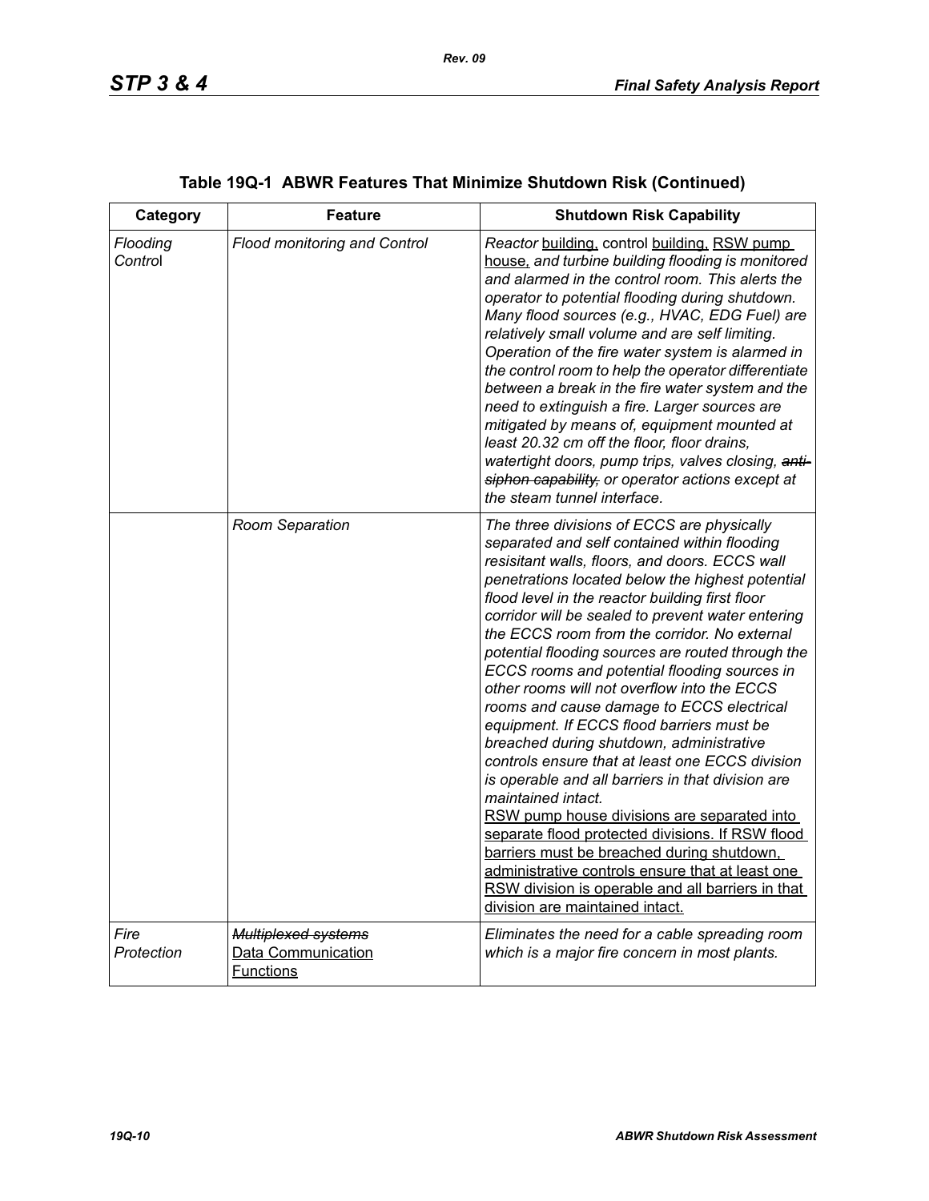**Table 19Q-1 ABWR Features That Minimize Shutdown Risk (Continued)**

| Category | Feature | Shutdown Risk Capability |
|---|---|---|
| *Flooding Control* | *Flood monitoring and Control* | *Reactor* building, control building, RSW pump house, *and turbine building flooding is monitored and alarmed in the control room. This alerts the operator to potential flooding during shutdown. Many flood sources (e.g., HVAC, EDG Fuel) are relatively small volume and are self limiting. Operation of the fire water system is alarmed in the control room to help the operator differentiate between a break in the fire water system and the need to extinguish a fire. Larger sources are mitigated by means of, equipment mounted at least 20.32 cm off the floor, floor drains, watertight doors, pump trips, valves closing,* ~~*anti-siphon capability,*~~ *or operator actions except at the steam tunnel interface.* |
| | *Room Separation* | *The three divisions of ECCS are physically separated and self contained within flooding resisitant walls, floors, and doors. ECCS wall penetrations located below the highest potential flood level in the reactor building first floor corridor will be sealed to prevent water entering the ECCS room from the corridor. No external potential flooding sources are routed through the ECCS rooms and potential flooding sources in other rooms will not overflow into the ECCS rooms and cause damage to ECCS electrical equipment. If ECCS flood barriers must be breached during shutdown, administrative controls ensure that at least one ECCS division is operable and all barriers in that division are maintained intact.* RSW pump house divisions are separated into separate flood protected divisions. If RSW flood barriers must be breached during shutdown, administrative controls ensure that at least one RSW division is operable and all barriers in that division are maintained intact. |
| *Fire Protection* | ~~*Multiplexed systems*~~ Data Communication Functions | *Eliminates the need for a cable spreading room which is a major fire concern in most plants.* |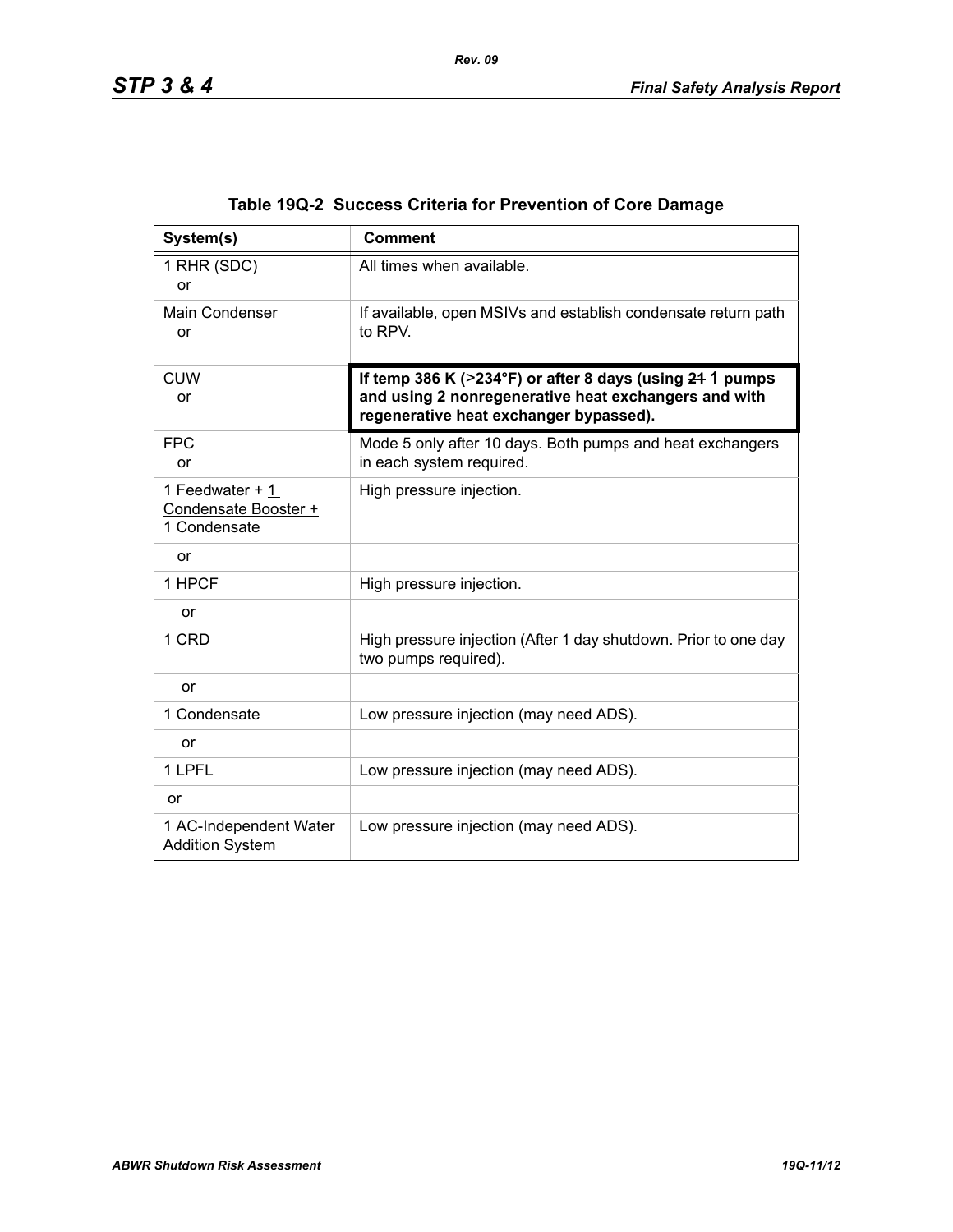## Table 19Q-2 Success Criteria for Prevention of Core Damage

| System(s) | Comment |
|---|---|
| 1 RHR (SDC)<br>or | All times when available. |
| Main Condenser<br>or | If available, open MSIVs and establish condensate return path to RPV. |
| CUW<br>or | **If temp 386 K (>234°F) or after 8 days (using ~~2~~1 1 pumps and using 2 nonregenerative heat exchangers and with regenerative heat exchanger bypassed).** |
| FPC<br>or | Mode 5 only after 10 days. Both pumps and heat exchangers in each system required. |
| 1 Feedwater + 1 Condensate Booster + 1 Condensate | High pressure injection. |
| or | |
| 1 HPCF | High pressure injection. |
| or | |
| 1 CRD | High pressure injection (After 1 day shutdown. Prior to one day two pumps required). |
| or | |
| 1 Condensate | Low pressure injection (may need ADS). |
| or | |
| 1 LPFL | Low pressure injection (may need ADS). |
| or | |
| 1 AC-Independent Water Addition System | Low pressure injection (may need ADS). |